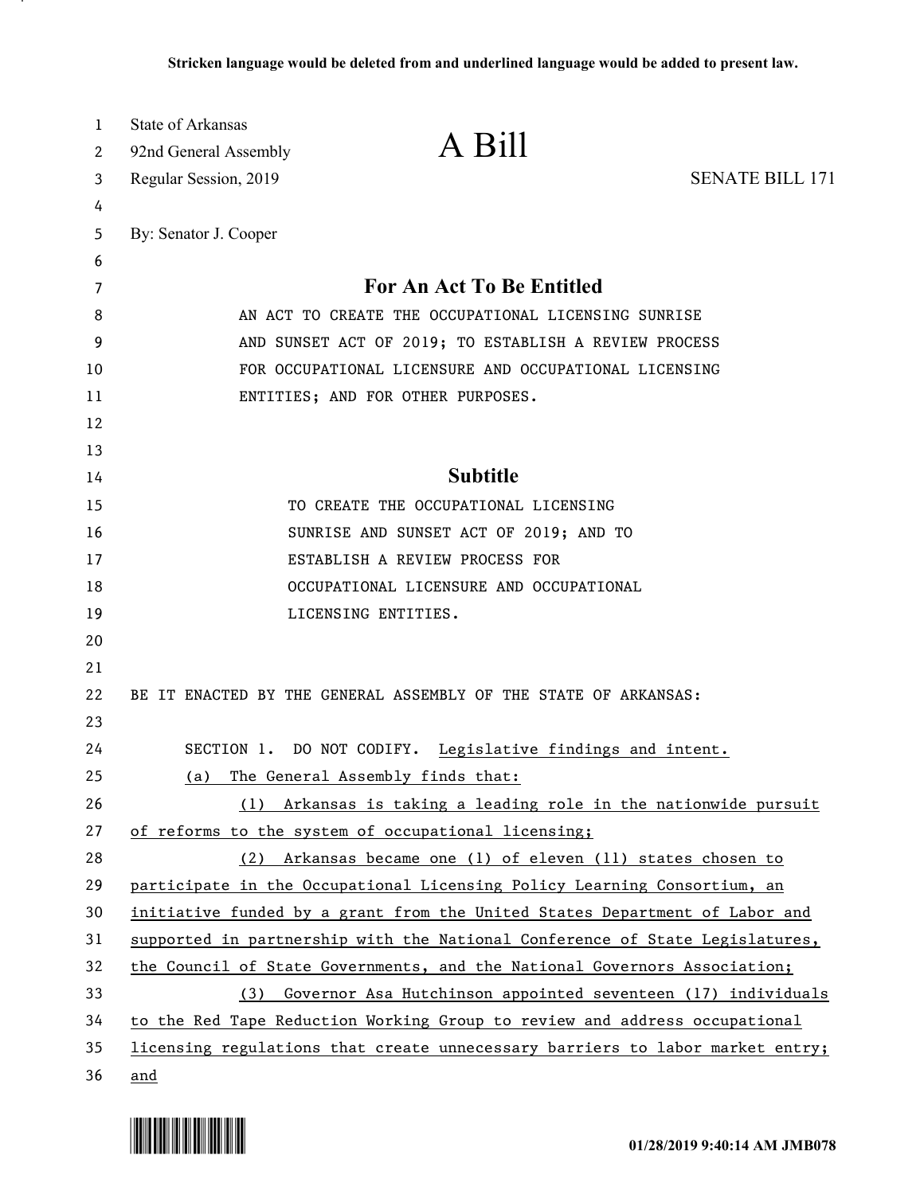**Stricken language would be deleted from and underlined language would be added to present law.**

State of Arkansas
92nd General Assembly
Regular Session, 2019

# A Bill

SENATE BILL 171

By: Senator J. Cooper

## For An Act To Be Entitled

AN ACT TO CREATE THE OCCUPATIONAL LICENSING SUNRISE AND SUNSET ACT OF 2019; TO ESTABLISH A REVIEW PROCESS FOR OCCUPATIONAL LICENSURE AND OCCUPATIONAL LICENSING ENTITIES; AND FOR OTHER PURPOSES.

## Subtitle

TO CREATE THE OCCUPATIONAL LICENSING SUNRISE AND SUNSET ACT OF 2019; AND TO ESTABLISH A REVIEW PROCESS FOR OCCUPATIONAL LICENSURE AND OCCUPATIONAL LICENSING ENTITIES.

BE IT ENACTED BY THE GENERAL ASSEMBLY OF THE STATE OF ARKANSAS:

SECTION 1. DO NOT CODIFY. Legislative findings and intent.

(a) The General Assembly finds that:

(1) Arkansas is taking a leading role in the nationwide pursuit of reforms to the system of occupational licensing;

(2) Arkansas became one (1) of eleven (11) states chosen to participate in the Occupational Licensing Policy Learning Consortium, an initiative funded by a grant from the United States Department of Labor and supported in partnership with the National Conference of State Legislatures, the Council of State Governments, and the National Governors Association;

(3) Governor Asa Hutchinson appointed seventeen (17) individuals to the Red Tape Reduction Working Group to review and address occupational licensing regulations that create unnecessary barriers to labor market entry; and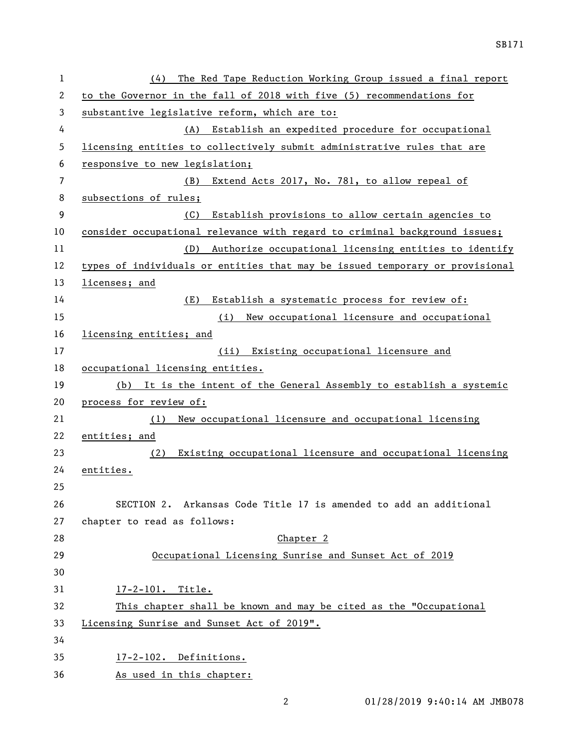(4) The Red Tape Reduction Working Group issued a final report to the Governor in the fall of 2018 with five (5) recommendations for substantive legislative reform, which are to:

(A) Establish an expedited procedure for occupational licensing entities to collectively submit administrative rules that are responsive to new legislation;

(B) Extend Acts 2017, No. 781, to allow repeal of subsections of rules;

(C) Establish provisions to allow certain agencies to consider occupational relevance with regard to criminal background issues;

(D) Authorize occupational licensing entities to identify types of individuals or entities that may be issued temporary or provisional licenses; and

(E) Establish a systematic process for review of:

(i) New occupational licensure and occupational licensing entities; and

(ii) Existing occupational licensure and occupational licensing entities.

(b) It is the intent of the General Assembly to establish a systemic process for review of:

(1) New occupational licensure and occupational licensing entities; and

(2) Existing occupational licensure and occupational licensing entities.

SECTION 2. Arkansas Code Title 17 is amended to add an additional chapter to read as follows:

Chapter 2

Occupational Licensing Sunrise and Sunset Act of 2019

17-2-101. Title.

This chapter shall be known and may be cited as the "Occupational Licensing Sunrise and Sunset Act of 2019".

17-2-102. Definitions.

As used in this chapter: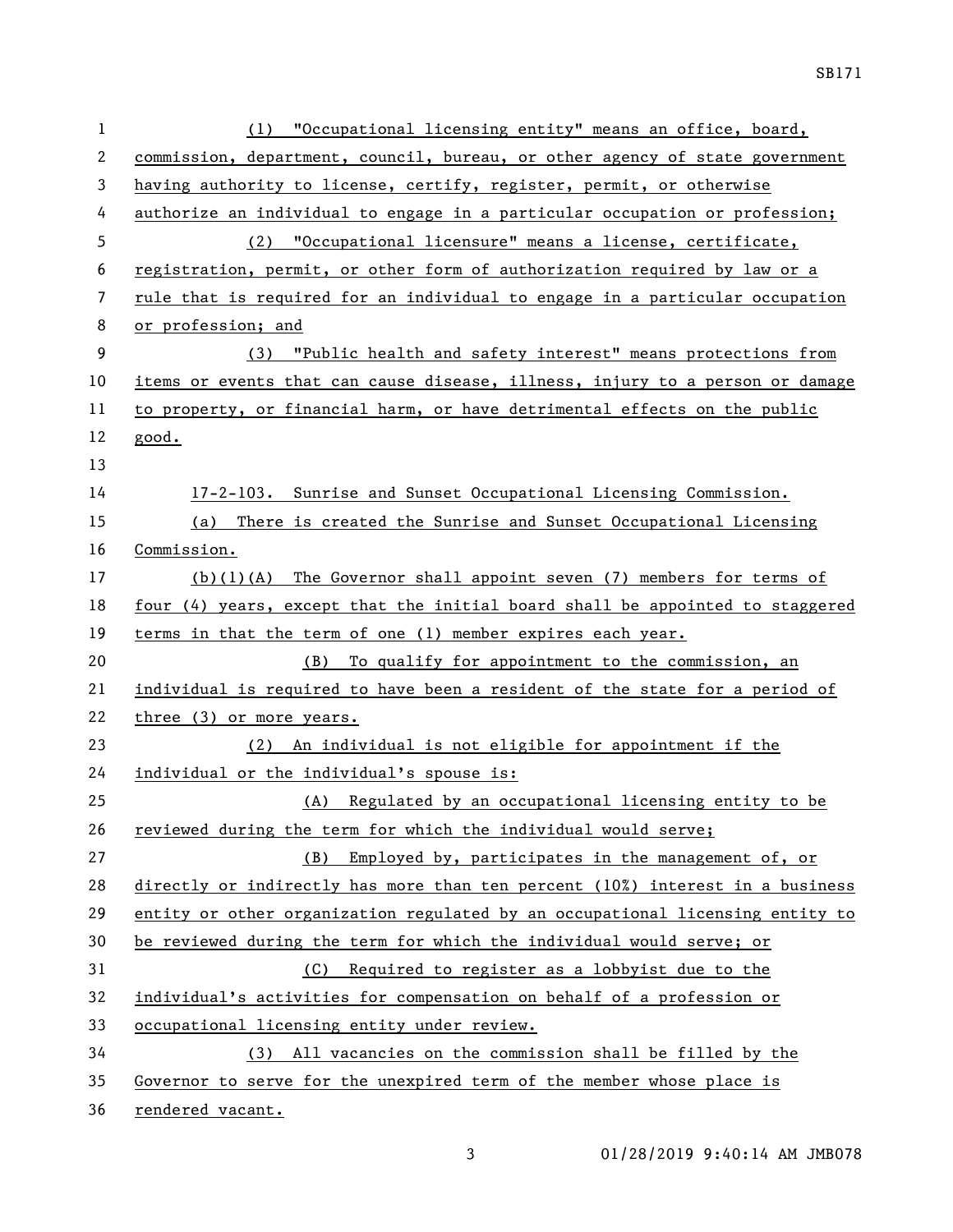(1) "Occupational licensing entity" means an office, board, commission, department, council, bureau, or other agency of state government having authority to license, certify, register, permit, or otherwise authorize an individual to engage in a particular occupation or profession;

(2) "Occupational licensure" means a license, certificate, registration, permit, or other form of authorization required by law or a rule that is required for an individual to engage in a particular occupation or profession; and

(3) "Public health and safety interest" means protections from items or events that can cause disease, illness, injury to a person or damage to property, or financial harm, or have detrimental effects on the public good.

17-2-103. Sunrise and Sunset Occupational Licensing Commission.

(a) There is created the Sunrise and Sunset Occupational Licensing Commission.

(b)(1)(A) The Governor shall appoint seven (7) members for terms of four (4) years, except that the initial board shall be appointed to staggered terms in that the term of one (1) member expires each year.

(B) To qualify for appointment to the commission, an individual is required to have been a resident of the state for a period of three (3) or more years.

(2) An individual is not eligible for appointment if the individual or the individual's spouse is:

(A) Regulated by an occupational licensing entity to be reviewed during the term for which the individual would serve;

(B) Employed by, participates in the management of, or directly or indirectly has more than ten percent (10%) interest in a business entity or other organization regulated by an occupational licensing entity to be reviewed during the term for which the individual would serve; or

(C) Required to register as a lobbyist due to the individual's activities for compensation on behalf of a profession or occupational licensing entity under review.

(3) All vacancies on the commission shall be filled by the Governor to serve for the unexpired term of the member whose place is rendered vacant.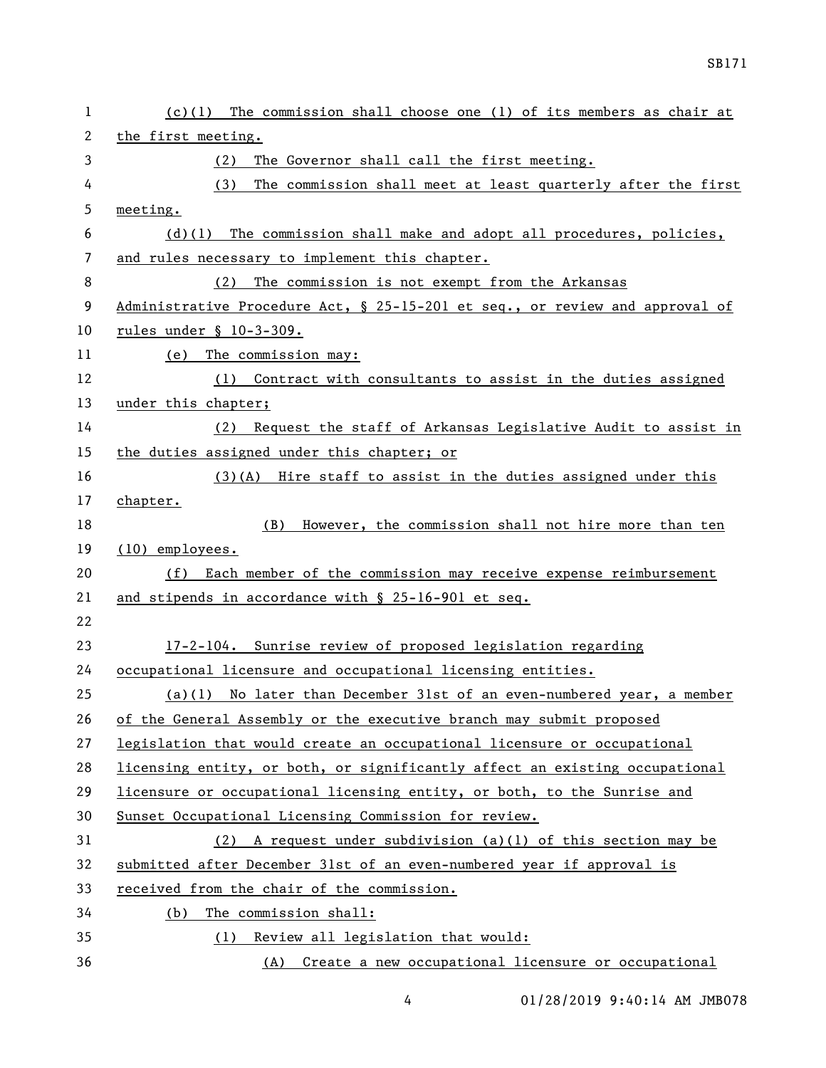(c)(1) The commission shall choose one (1) of its members as chair at the first meeting.

(2) The Governor shall call the first meeting.

(3) The commission shall meet at least quarterly after the first meeting.

(d)(1) The commission shall make and adopt all procedures, policies, and rules necessary to implement this chapter.

(2) The commission is not exempt from the Arkansas Administrative Procedure Act, § 25-15-201 et seq., or review and approval of rules under § 10-3-309.

(e) The commission may:

(1) Contract with consultants to assist in the duties assigned under this chapter;

(2) Request the staff of Arkansas Legislative Audit to assist in the duties assigned under this chapter; or

(3)(A) Hire staff to assist in the duties assigned under this chapter.

(B) However, the commission shall not hire more than ten (10) employees.

(f) Each member of the commission may receive expense reimbursement and stipends in accordance with § 25-16-901 et seq.

17-2-104. Sunrise review of proposed legislation regarding occupational licensure and occupational licensing entities.

(a)(1) No later than December 31st of an even-numbered year, a member of the General Assembly or the executive branch may submit proposed legislation that would create an occupational licensure or occupational licensing entity, or both, or significantly affect an existing occupational licensure or occupational licensing entity, or both, to the Sunrise and Sunset Occupational Licensing Commission for review.

(2) A request under subdivision (a)(1) of this section may be submitted after December 31st of an even-numbered year if approval is received from the chair of the commission.

(b) The commission shall:

(1) Review all legislation that would:

(A) Create a new occupational licensure or occupational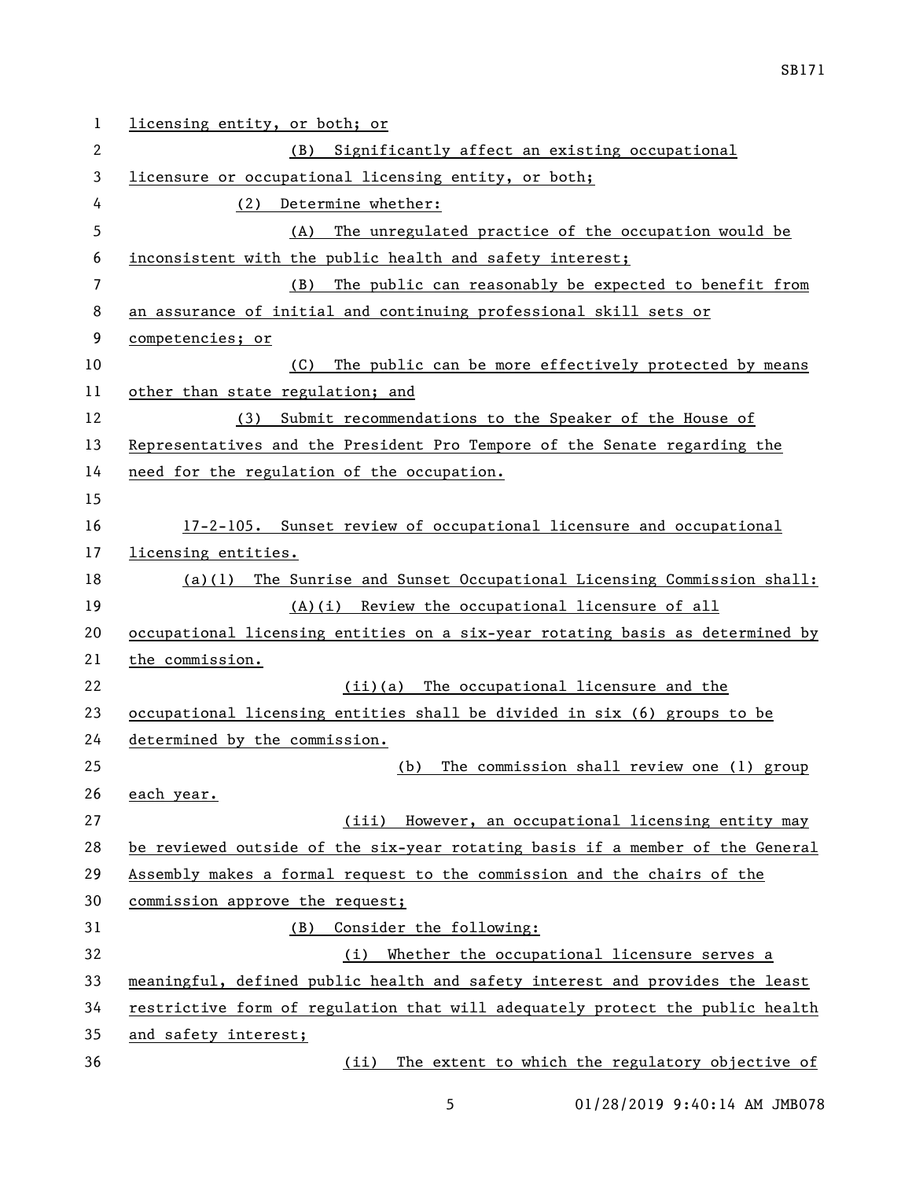licensing entity, or both; or

(B) Significantly affect an existing occupational licensure or occupational licensing entity, or both;

(2) Determine whether:

(A) The unregulated practice of the occupation would be inconsistent with the public health and safety interest;

(B) The public can reasonably be expected to benefit from an assurance of initial and continuing professional skill sets or competencies; or

(C) The public can be more effectively protected by means other than state regulation; and

(3) Submit recommendations to the Speaker of the House of Representatives and the President Pro Tempore of the Senate regarding the need for the regulation of the occupation.

17-2-105. Sunset review of occupational licensure and occupational licensing entities.

(a)(1) The Sunrise and Sunset Occupational Licensing Commission shall:

(A)(i) Review the occupational licensure of all occupational licensing entities on a six-year rotating basis as determined by the commission.

(ii)(a) The occupational licensure and the occupational licensing entities shall be divided in six (6) groups to be determined by the commission.

(b) The commission shall review one (1) group each year.

(iii) However, an occupational licensing entity may be reviewed outside of the six-year rotating basis if a member of the General Assembly makes a formal request to the commission and the chairs of the commission approve the request;

(B) Consider the following:

(i) Whether the occupational licensure serves a meaningful, defined public health and safety interest and provides the least restrictive form of regulation that will adequately protect the public health and safety interest;

(ii) The extent to which the regulatory objective of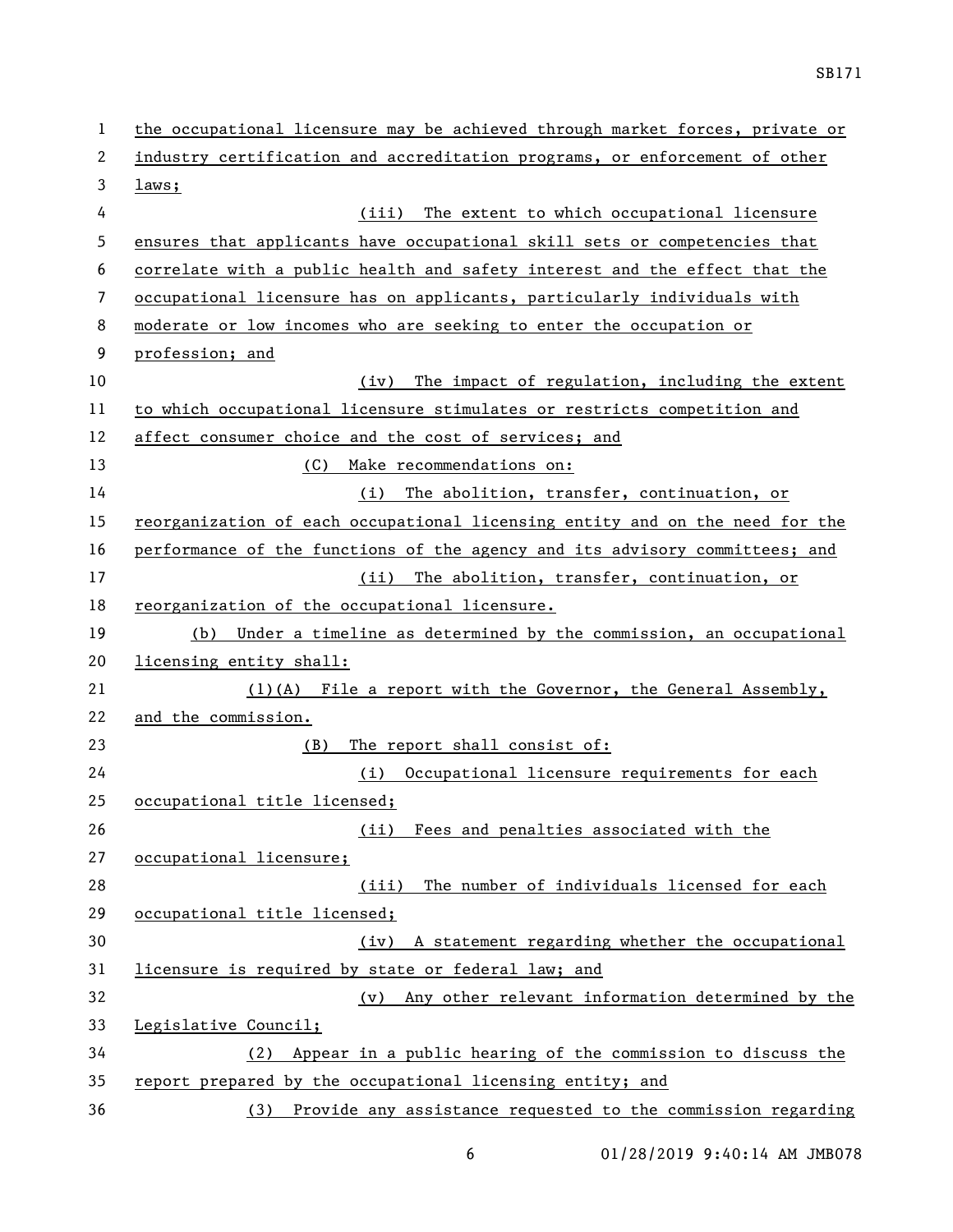the occupational licensure may be achieved through market forces, private or industry certification and accreditation programs, or enforcement of other laws;

(iii) The extent to which occupational licensure ensures that applicants have occupational skill sets or competencies that correlate with a public health and safety interest and the effect that the occupational licensure has on applicants, particularly individuals with moderate or low incomes who are seeking to enter the occupation or profession; and

(iv) The impact of regulation, including the extent to which occupational licensure stimulates or restricts competition and affect consumer choice and the cost of services; and

(C) Make recommendations on:

(i) The abolition, transfer, continuation, or reorganization of each occupational licensing entity and on the need for the performance of the functions of the agency and its advisory committees; and

(ii) The abolition, transfer, continuation, or reorganization of the occupational licensure.

(b) Under a timeline as determined by the commission, an occupational licensing entity shall:

(1)(A) File a report with the Governor, the General Assembly, and the commission.

(B) The report shall consist of:

(i) Occupational licensure requirements for each occupational title licensed;

(ii) Fees and penalties associated with the occupational licensure;

(iii) The number of individuals licensed for each occupational title licensed;

(iv) A statement regarding whether the occupational licensure is required by state or federal law; and

(v) Any other relevant information determined by the Legislative Council;

(2) Appear in a public hearing of the commission to discuss the report prepared by the occupational licensing entity; and

(3) Provide any assistance requested to the commission regarding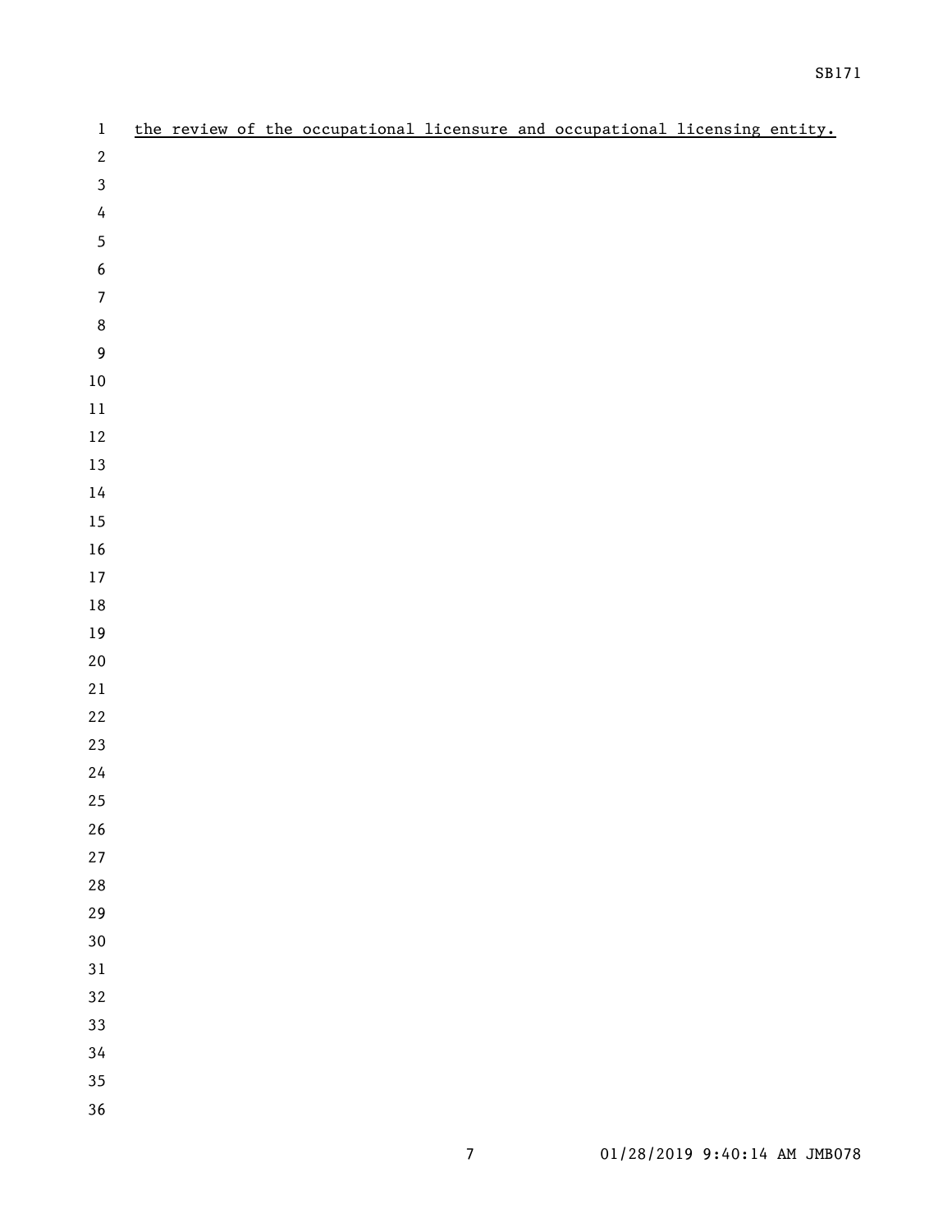the review of the occupational licensure and occupational licensing entity.